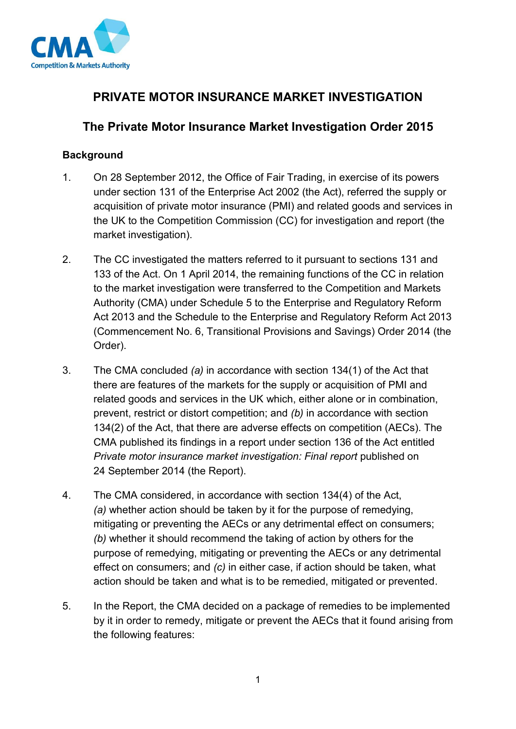# PRIVATE MOTOR INSURANCE MARKET INVESTIGATION

## The Private Motor Insurance Market Investigation Order 2015

### Background

1. On 28 September 2012, the Office of Fair Trading, in exercise of its powers under section 131 of the Enterprise Act 2002 (the Act), referred the supply or acquisition of private motor insurance (PMI) and related goods and services in the UK to the Competition Commission (CC) for investigation and report (the market investigation).

2. The CC investigated the matters referred to it pursuant to sections 131 and 133 of the Act. On 1 April 2014, the remaining functions of the CC in relation to the market investigation were transferred to the Competition and Markets Authority (CMA) under Schedule 5 to the Enterprise and Regulatory Reform Act 2013 and the Schedule to the Enterprise and Regulatory Reform Act 2013 (Commencement No. 6, Transitional Provisions and Savings) Order 2014 (the Order).

3. The CMA concluded *(a)* in accordance with section 134(1) of the Act that there are features of the markets for the supply or acquisition of PMI and related goods and services in the UK which, either alone or in combination, prevent, restrict or distort competition; and *(b)* in accordance with section 134(2) of the Act, that there are adverse effects on competition (AECs). The CMA published its findings in a report under section 136 of the Act entitled *Private motor insurance market investigation: Final report* published on 24 September 2014 (the Report).

4. The CMA considered, in accordance with section 134(4) of the Act, *(a)* whether action should be taken by it for the purpose of remedying, mitigating or preventing the AECs or any detrimental effect on consumers; *(b)* whether it should recommend the taking of action by others for the purpose of remedying, mitigating or preventing the AECs or any detrimental effect on consumers; and *(c)* in either case, if action should be taken, what action should be taken and what is to be remedied, mitigated or prevented.

5. In the Report, the CMA decided on a package of remedies to be implemented by it in order to remedy, mitigate or prevent the AECs that it found arising from the following features: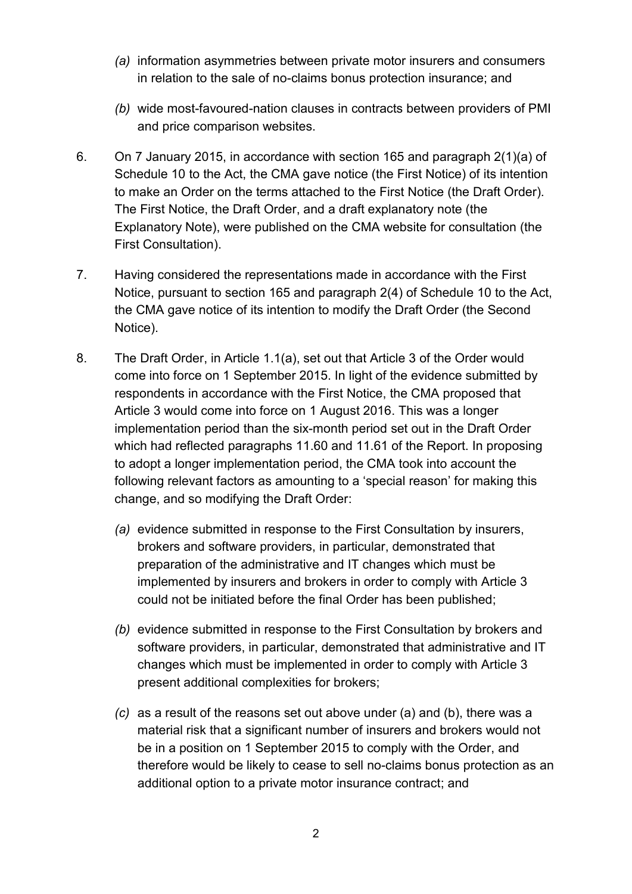*(a)* information asymmetries between private motor insurers and consumers in relation to the sale of no-claims bonus protection insurance; and

*(b)* wide most-favoured-nation clauses in contracts between providers of PMI and price comparison websites.

6. On 7 January 2015, in accordance with section 165 and paragraph 2(1)(a) of Schedule 10 to the Act, the CMA gave notice (the First Notice) of its intention to make an Order on the terms attached to the First Notice (the Draft Order). The First Notice, the Draft Order, and a draft explanatory note (the Explanatory Note), were published on the CMA website for consultation (the First Consultation).

7. Having considered the representations made in accordance with the First Notice, pursuant to section 165 and paragraph 2(4) of Schedule 10 to the Act, the CMA gave notice of its intention to modify the Draft Order (the Second Notice).

8. The Draft Order, in Article 1.1(a), set out that Article 3 of the Order would come into force on 1 September 2015. In light of the evidence submitted by respondents in accordance with the First Notice, the CMA proposed that Article 3 would come into force on 1 August 2016. This was a longer implementation period than the six-month period set out in the Draft Order which had reflected paragraphs 11.60 and 11.61 of the Report. In proposing to adopt a longer implementation period, the CMA took into account the following relevant factors as amounting to a 'special reason' for making this change, and so modifying the Draft Order:

   *(a)* evidence submitted in response to the First Consultation by insurers, brokers and software providers, in particular, demonstrated that preparation of the administrative and IT changes which must be implemented by insurers and brokers in order to comply with Article 3 could not be initiated before the final Order has been published;

   *(b)* evidence submitted in response to the First Consultation by brokers and software providers, in particular, demonstrated that administrative and IT changes which must be implemented in order to comply with Article 3 present additional complexities for brokers;

   *(c)* as a result of the reasons set out above under (a) and (b), there was a material risk that a significant number of insurers and brokers would not be in a position on 1 September 2015 to comply with the Order, and therefore would be likely to cease to sell no-claims bonus protection as an additional option to a private motor insurance contract; and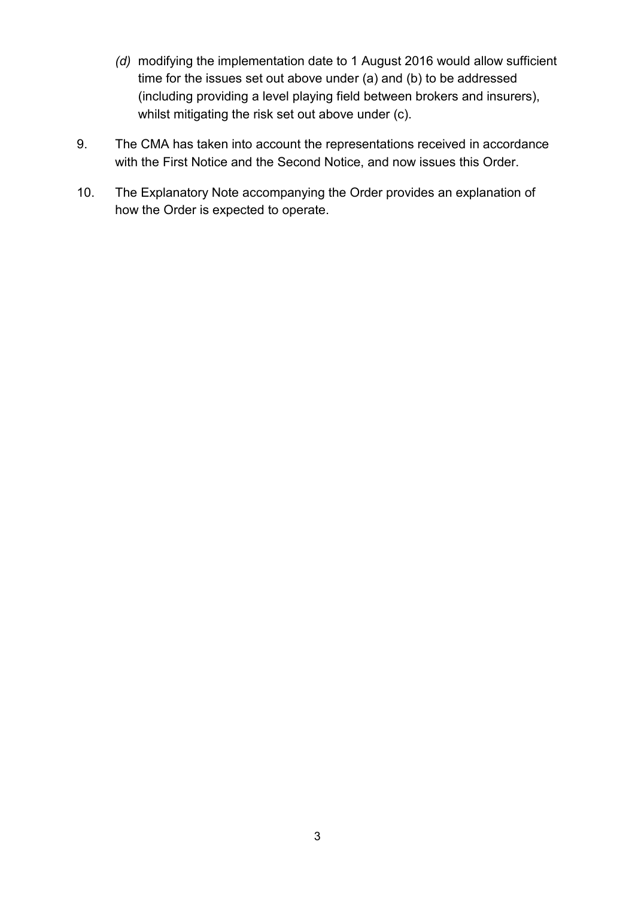*(d)* modifying the implementation date to 1 August 2016 would allow sufficient time for the issues set out above under (a) and (b) to be addressed (including providing a level playing field between brokers and insurers), whilst mitigating the risk set out above under (c).

9. The CMA has taken into account the representations received in accordance with the First Notice and the Second Notice, and now issues this Order.

10. The Explanatory Note accompanying the Order provides an explanation of how the Order is expected to operate.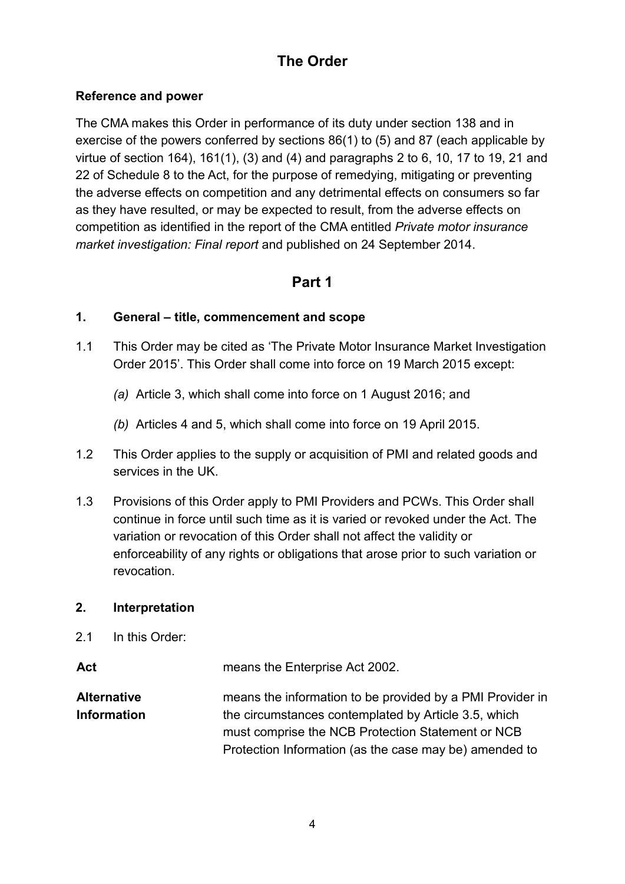# The Order

**Reference and power**

The CMA makes this Order in performance of its duty under section 138 and in exercise of the powers conferred by sections 86(1) to (5) and 87 (each applicable by virtue of section 164), 161(1), (3) and (4) and paragraphs 2 to 6, 10, 17 to 19, 21 and 22 of Schedule 8 to the Act, for the purpose of remedying, mitigating or preventing the adverse effects on competition and any detrimental effects on consumers so far as they have resulted, or may be expected to result, from the adverse effects on competition as identified in the report of the CMA entitled *Private motor insurance market investigation: Final report* and published on 24 September 2014.

## Part 1

### 1. General – title, commencement and scope

1.1 This Order may be cited as 'The Private Motor Insurance Market Investigation Order 2015'. This Order shall come into force on 19 March 2015 except:

*(a)* Article 3, which shall come into force on 1 August 2016; and

*(b)* Articles 4 and 5, which shall come into force on 19 April 2015.

1.2 This Order applies to the supply or acquisition of PMI and related goods and services in the UK.

1.3 Provisions of this Order apply to PMI Providers and PCWs. This Order shall continue in force until such time as it is varied or revoked under the Act. The variation or revocation of this Order shall not affect the validity or enforceability of any rights or obligations that arose prior to such variation or revocation.

### 2. Interpretation

2.1 In this Order:

| | |
|---|---|
| **Act** | means the Enterprise Act 2002. |
| **Alternative Information** | means the information to be provided by a PMI Provider in the circumstances contemplated by Article 3.5, which must comprise the NCB Protection Statement or NCB Protection Information (as the case may be) amended to |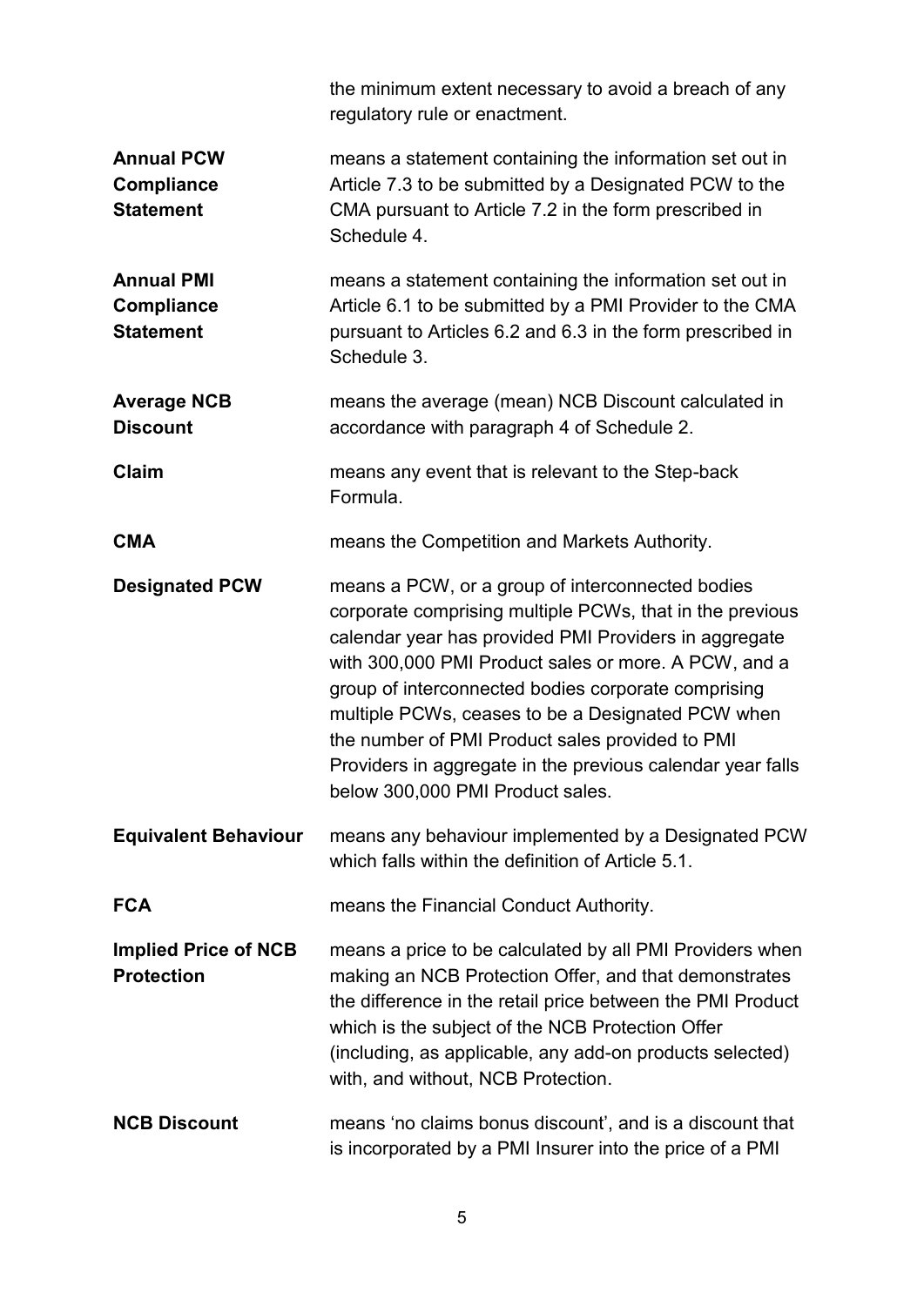the minimum extent necessary to avoid a breach of any regulatory rule or enactment.

| | |
|---|---|
| **Annual PCW Compliance Statement** | means a statement containing the information set out in Article 7.3 to be submitted by a Designated PCW to the CMA pursuant to Article 7.2 in the form prescribed in Schedule 4. |
| **Annual PMI Compliance Statement** | means a statement containing the information set out in Article 6.1 to be submitted by a PMI Provider to the CMA pursuant to Articles 6.2 and 6.3 in the form prescribed in Schedule 3. |
| **Average NCB Discount** | means the average (mean) NCB Discount calculated in accordance with paragraph 4 of Schedule 2. |
| **Claim** | means any event that is relevant to the Step-back Formula. |
| **CMA** | means the Competition and Markets Authority. |
| **Designated PCW** | means a PCW, or a group of interconnected bodies corporate comprising multiple PCWs, that in the previous calendar year has provided PMI Providers in aggregate with 300,000 PMI Product sales or more. A PCW, and a group of interconnected bodies corporate comprising multiple PCWs, ceases to be a Designated PCW when the number of PMI Product sales provided to PMI Providers in aggregate in the previous calendar year falls below 300,000 PMI Product sales. |
| **Equivalent Behaviour** | means any behaviour implemented by a Designated PCW which falls within the definition of Article 5.1. |
| **FCA** | means the Financial Conduct Authority. |
| **Implied Price of NCB Protection** | means a price to be calculated by all PMI Providers when making an NCB Protection Offer, and that demonstrates the difference in the retail price between the PMI Product which is the subject of the NCB Protection Offer (including, as applicable, any add-on products selected) with, and without, NCB Protection. |
| **NCB Discount** | means 'no claims bonus discount', and is a discount that is incorporated by a PMI Insurer into the price of a PMI |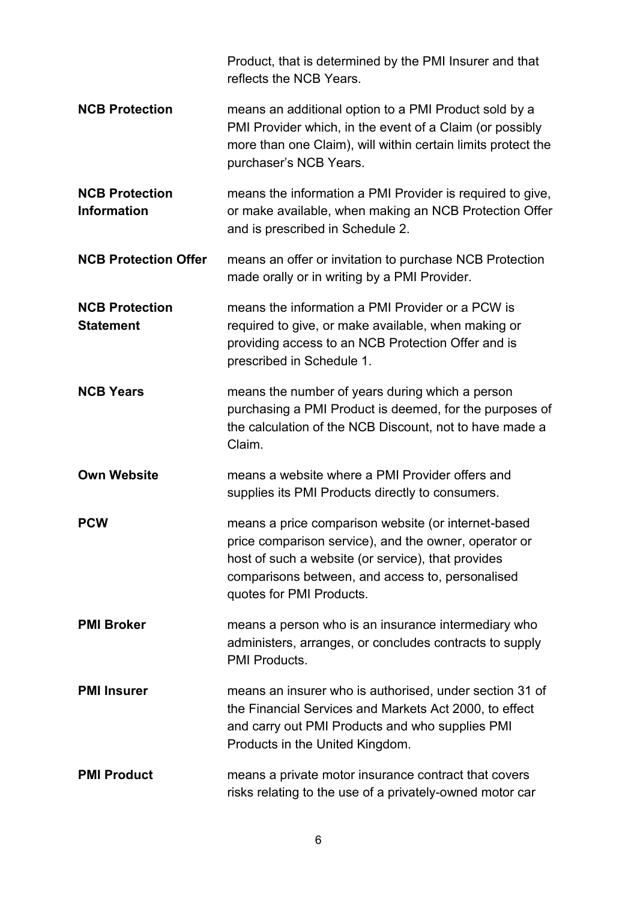| | |
|---|---|
| | Product, that is determined by the PMI Insurer and that reflects the NCB Years. |
| **NCB Protection** | means an additional option to a PMI Product sold by a PMI Provider which, in the event of a Claim (or possibly more than one Claim), will within certain limits protect the purchaser's NCB Years. |
| **NCB Protection Information** | means the information a PMI Provider is required to give, or make available, when making an NCB Protection Offer and is prescribed in Schedule 2. |
| **NCB Protection Offer** | means an offer or invitation to purchase NCB Protection made orally or in writing by a PMI Provider. |
| **NCB Protection Statement** | means the information a PMI Provider or a PCW is required to give, or make available, when making or providing access to an NCB Protection Offer and is prescribed in Schedule 1. |
| **NCB Years** | means the number of years during which a person purchasing a PMI Product is deemed, for the purposes of the calculation of the NCB Discount, not to have made a Claim. |
| **Own Website** | means a website where a PMI Provider offers and supplies its PMI Products directly to consumers. |
| **PCW** | means a price comparison website (or internet-based price comparison service), and the owner, operator or host of such a website (or service), that provides comparisons between, and access to, personalised quotes for PMI Products. |
| **PMI Broker** | means a person who is an insurance intermediary who administers, arranges, or concludes contracts to supply PMI Products. |
| **PMI Insurer** | means an insurer who is authorised, under section 31 of the Financial Services and Markets Act 2000, to effect and carry out PMI Products and who supplies PMI Products in the United Kingdom. |
| **PMI Product** | means a private motor insurance contract that covers risks relating to the use of a privately-owned motor car |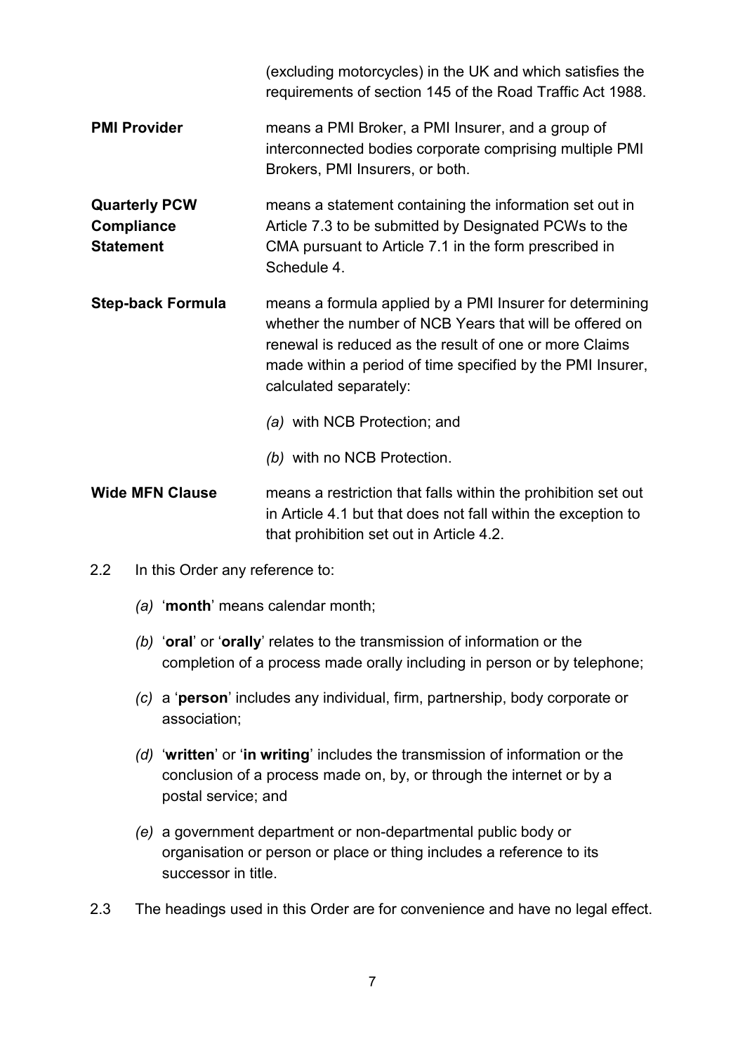| | |
|---|---|
| | (excluding motorcycles) in the UK and which satisfies the requirements of section 145 of the Road Traffic Act 1988. |
| **PMI Provider** | means a PMI Broker, a PMI Insurer, and a group of interconnected bodies corporate comprising multiple PMI Brokers, PMI Insurers, or both. |
| **Quarterly PCW Compliance Statement** | means a statement containing the information set out in Article 7.3 to be submitted by Designated PCWs to the CMA pursuant to Article 7.1 in the form prescribed in Schedule 4. |
| **Step-back Formula** | means a formula applied by a PMI Insurer for determining whether the number of NCB Years that will be offered on renewal is reduced as the result of one or more Claims made within a period of time specified by the PMI Insurer, calculated separately: *(a)* with NCB Protection; and *(b)* with no NCB Protection. |
| **Wide MFN Clause** | means a restriction that falls within the prohibition set out in Article 4.1 but that does not fall within the exception to that prohibition set out in Article 4.2. |

2.2 In this Order any reference to:

*(a)* '**month**' means calendar month;

*(b)* '**oral**' or '**orally**' relates to the transmission of information or the completion of a process made orally including in person or by telephone;

*(c)* a '**person**' includes any individual, firm, partnership, body corporate or association;

*(d)* '**written**' or '**in writing**' includes the transmission of information or the conclusion of a process made on, by, or through the internet or by a postal service; and

*(e)* a government department or non-departmental public body or organisation or person or place or thing includes a reference to its successor in title.

2.3 The headings used in this Order are for convenience and have no legal effect.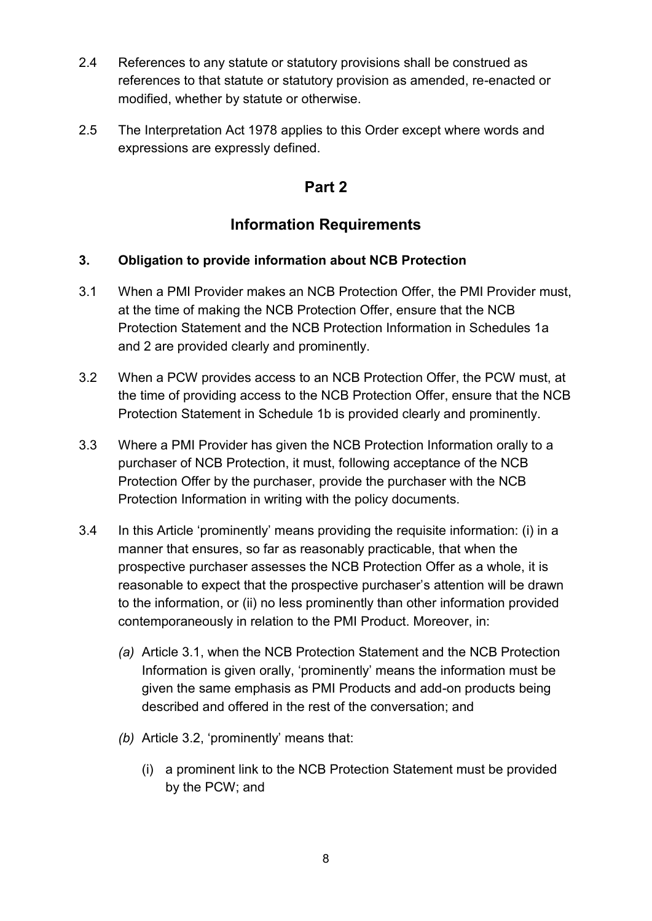2.4 References to any statute or statutory provisions shall be construed as references to that statute or statutory provision as amended, re-enacted or modified, whether by statute or otherwise.

2.5 The Interpretation Act 1978 applies to this Order except where words and expressions are expressly defined.

## Part 2

## Information Requirements

### 3. Obligation to provide information about NCB Protection

3.1 When a PMI Provider makes an NCB Protection Offer, the PMI Provider must, at the time of making the NCB Protection Offer, ensure that the NCB Protection Statement and the NCB Protection Information in Schedules 1a and 2 are provided clearly and prominently.

3.2 When a PCW provides access to an NCB Protection Offer, the PCW must, at the time of providing access to the NCB Protection Offer, ensure that the NCB Protection Statement in Schedule 1b is provided clearly and prominently.

3.3 Where a PMI Provider has given the NCB Protection Information orally to a purchaser of NCB Protection, it must, following acceptance of the NCB Protection Offer by the purchaser, provide the purchaser with the NCB Protection Information in writing with the policy documents.

3.4 In this Article 'prominently' means providing the requisite information: (i) in a manner that ensures, so far as reasonably practicable, that when the prospective purchaser assesses the NCB Protection Offer as a whole, it is reasonable to expect that the prospective purchaser's attention will be drawn to the information, or (ii) no less prominently than other information provided contemporaneously in relation to the PMI Product. Moreover, in:

*(a)* Article 3.1, when the NCB Protection Statement and the NCB Protection Information is given orally, 'prominently' means the information must be given the same emphasis as PMI Products and add-on products being described and offered in the rest of the conversation; and

*(b)* Article 3.2, 'prominently' means that:

(i) a prominent link to the NCB Protection Statement must be provided by the PCW; and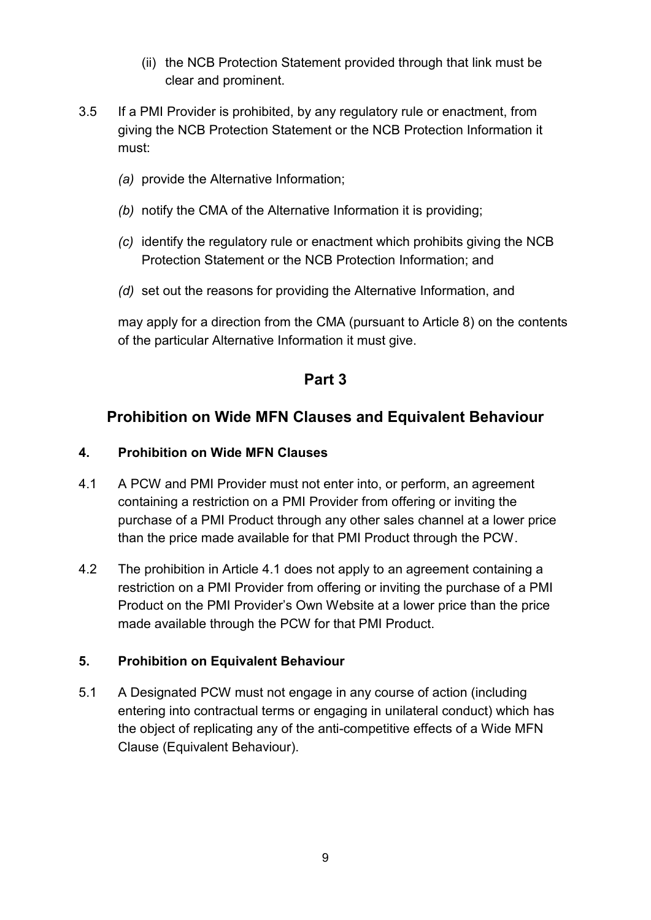(ii) the NCB Protection Statement provided through that link must be clear and prominent.

3.5 If a PMI Provider is prohibited, by any regulatory rule or enactment, from giving the NCB Protection Statement or the NCB Protection Information it must:

*(a)* provide the Alternative Information;

*(b)* notify the CMA of the Alternative Information it is providing;

*(c)* identify the regulatory rule or enactment which prohibits giving the NCB Protection Statement or the NCB Protection Information; and

*(d)* set out the reasons for providing the Alternative Information, and

may apply for a direction from the CMA (pursuant to Article 8) on the contents of the particular Alternative Information it must give.

## Part 3

## Prohibition on Wide MFN Clauses and Equivalent Behaviour

### 4. Prohibition on Wide MFN Clauses

4.1 A PCW and PMI Provider must not enter into, or perform, an agreement containing a restriction on a PMI Provider from offering or inviting the purchase of a PMI Product through any other sales channel at a lower price than the price made available for that PMI Product through the PCW.

4.2 The prohibition in Article 4.1 does not apply to an agreement containing a restriction on a PMI Provider from offering or inviting the purchase of a PMI Product on the PMI Provider's Own Website at a lower price than the price made available through the PCW for that PMI Product.

### 5. Prohibition on Equivalent Behaviour

5.1 A Designated PCW must not engage in any course of action (including entering into contractual terms or engaging in unilateral conduct) which has the object of replicating any of the anti-competitive effects of a Wide MFN Clause (Equivalent Behaviour).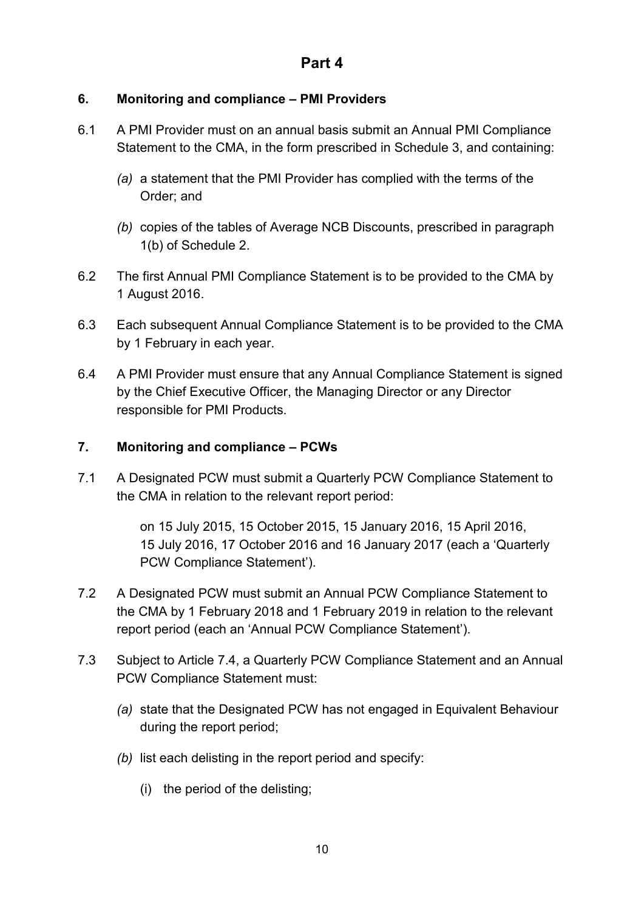# Part 4

## 6. Monitoring and compliance – PMI Providers

6.1 A PMI Provider must on an annual basis submit an Annual PMI Compliance Statement to the CMA, in the form prescribed in Schedule 3, and containing:

*(a)* a statement that the PMI Provider has complied with the terms of the Order; and

*(b)* copies of the tables of Average NCB Discounts, prescribed in paragraph 1(b) of Schedule 2.

6.2 The first Annual PMI Compliance Statement is to be provided to the CMA by 1 August 2016.

6.3 Each subsequent Annual Compliance Statement is to be provided to the CMA by 1 February in each year.

6.4 A PMI Provider must ensure that any Annual Compliance Statement is signed by the Chief Executive Officer, the Managing Director or any Director responsible for PMI Products.

## 7. Monitoring and compliance – PCWs

7.1 A Designated PCW must submit a Quarterly PCW Compliance Statement to the CMA in relation to the relevant report period:

on 15 July 2015, 15 October 2015, 15 January 2016, 15 April 2016, 15 July 2016, 17 October 2016 and 16 January 2017 (each a 'Quarterly PCW Compliance Statement').

7.2 A Designated PCW must submit an Annual PCW Compliance Statement to the CMA by 1 February 2018 and 1 February 2019 in relation to the relevant report period (each an 'Annual PCW Compliance Statement').

7.3 Subject to Article 7.4, a Quarterly PCW Compliance Statement and an Annual PCW Compliance Statement must:

*(a)* state that the Designated PCW has not engaged in Equivalent Behaviour during the report period;

*(b)* list each delisting in the report period and specify:

(i) the period of the delisting;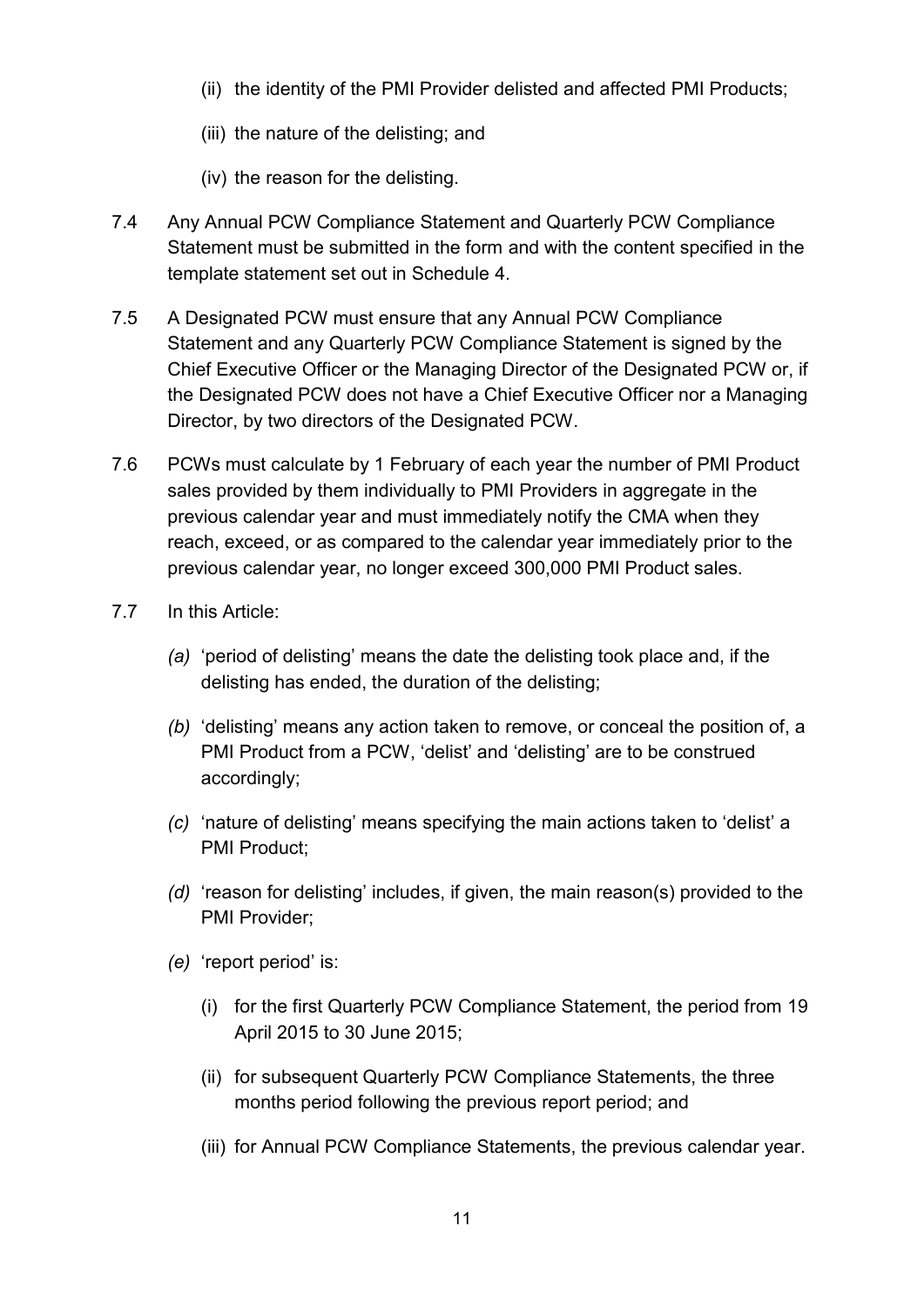(ii) the identity of the PMI Provider delisted and affected PMI Products;

(iii) the nature of the delisting; and

(iv) the reason for the delisting.

7.4 Any Annual PCW Compliance Statement and Quarterly PCW Compliance Statement must be submitted in the form and with the content specified in the template statement set out in Schedule 4.

7.5 A Designated PCW must ensure that any Annual PCW Compliance Statement and any Quarterly PCW Compliance Statement is signed by the Chief Executive Officer or the Managing Director of the Designated PCW or, if the Designated PCW does not have a Chief Executive Officer nor a Managing Director, by two directors of the Designated PCW.

7.6 PCWs must calculate by 1 February of each year the number of PMI Product sales provided by them individually to PMI Providers in aggregate in the previous calendar year and must immediately notify the CMA when they reach, exceed, or as compared to the calendar year immediately prior to the previous calendar year, no longer exceed 300,000 PMI Product sales.

7.7 In this Article:

*(a)* 'period of delisting' means the date the delisting took place and, if the delisting has ended, the duration of the delisting;

*(b)* 'delisting' means any action taken to remove, or conceal the position of, a PMI Product from a PCW, 'delist' and 'delisting' are to be construed accordingly;

*(c)* 'nature of delisting' means specifying the main actions taken to 'delist' a PMI Product;

*(d)* 'reason for delisting' includes, if given, the main reason(s) provided to the PMI Provider;

*(e)* 'report period' is:

(i) for the first Quarterly PCW Compliance Statement, the period from 19 April 2015 to 30 June 2015;

(ii) for subsequent Quarterly PCW Compliance Statements, the three months period following the previous report period; and

(iii) for Annual PCW Compliance Statements, the previous calendar year.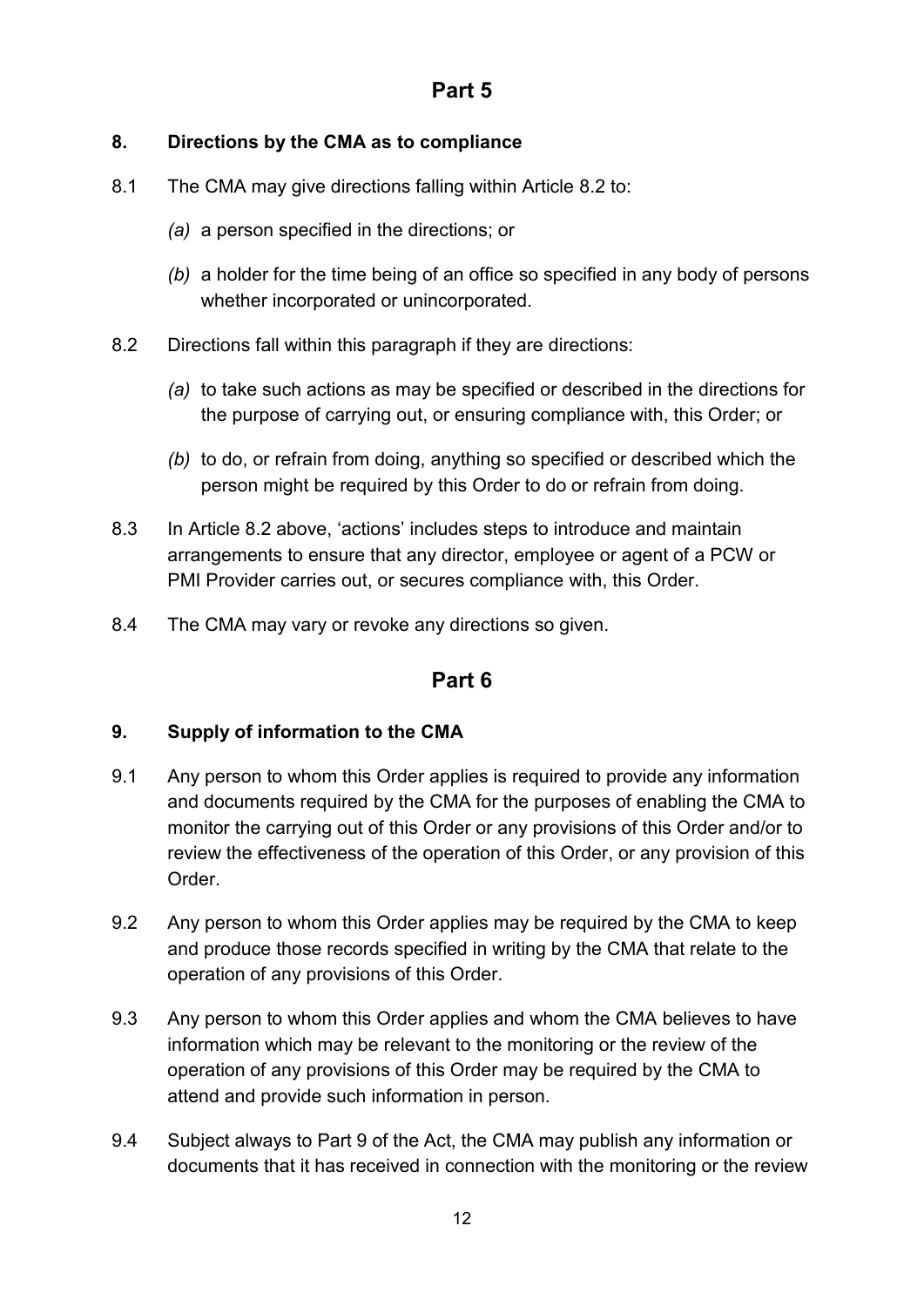## Part 5

### 8. Directions by the CMA as to compliance

8.1 The CMA may give directions falling within Article 8.2 to:

*(a)* a person specified in the directions; or

*(b)* a holder for the time being of an office so specified in any body of persons whether incorporated or unincorporated.

8.2 Directions fall within this paragraph if they are directions:

*(a)* to take such actions as may be specified or described in the directions for the purpose of carrying out, or ensuring compliance with, this Order; or

*(b)* to do, or refrain from doing, anything so specified or described which the person might be required by this Order to do or refrain from doing.

8.3 In Article 8.2 above, 'actions' includes steps to introduce and maintain arrangements to ensure that any director, employee or agent of a PCW or PMI Provider carries out, or secures compliance with, this Order.

8.4 The CMA may vary or revoke any directions so given.

## Part 6

### 9. Supply of information to the CMA

9.1 Any person to whom this Order applies is required to provide any information and documents required by the CMA for the purposes of enabling the CMA to monitor the carrying out of this Order or any provisions of this Order and/or to review the effectiveness of the operation of this Order, or any provision of this Order.

9.2 Any person to whom this Order applies may be required by the CMA to keep and produce those records specified in writing by the CMA that relate to the operation of any provisions of this Order.

9.3 Any person to whom this Order applies and whom the CMA believes to have information which may be relevant to the monitoring or the review of the operation of any provisions of this Order may be required by the CMA to attend and provide such information in person.

9.4 Subject always to Part 9 of the Act, the CMA may publish any information or documents that it has received in connection with the monitoring or the review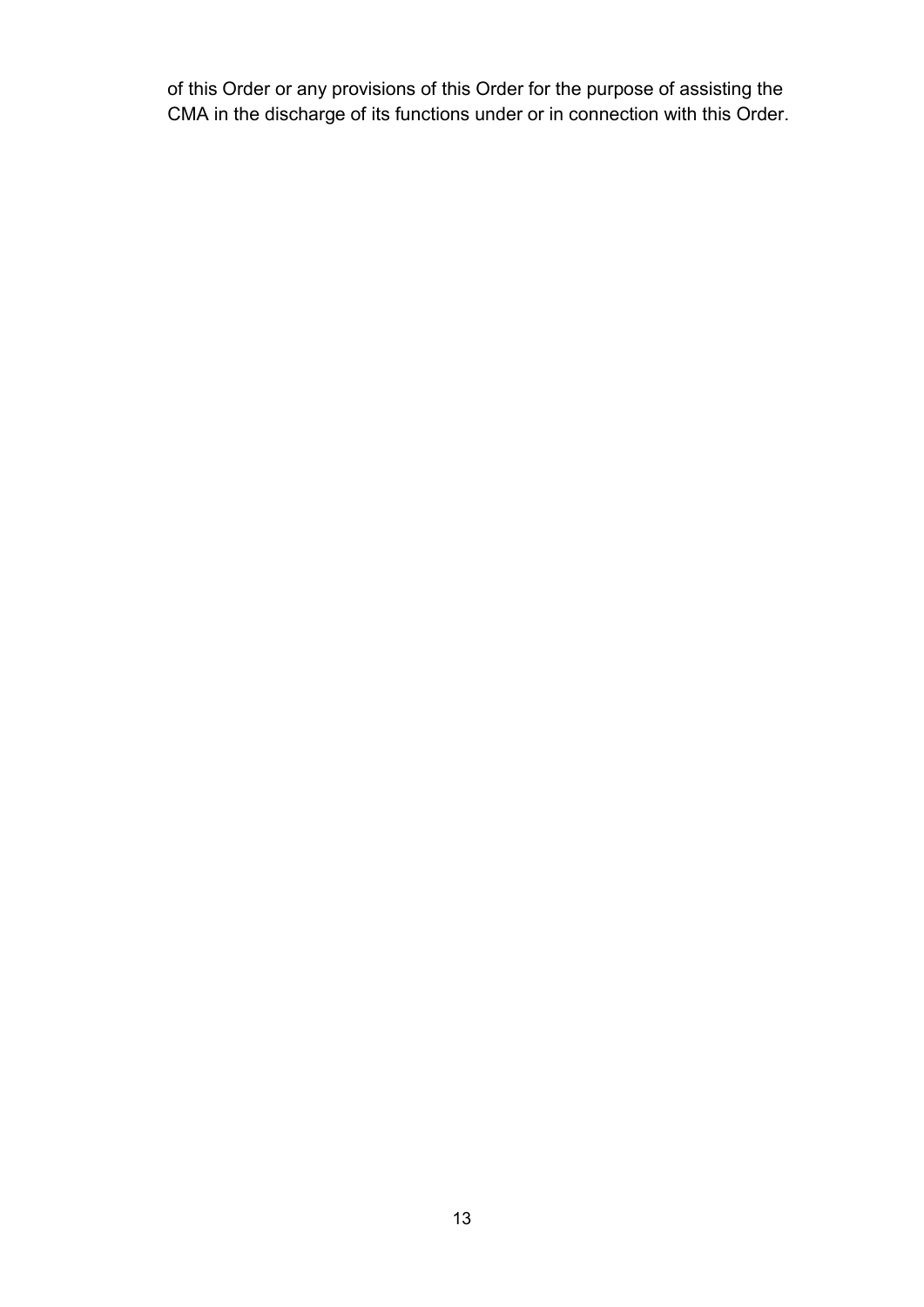of this Order or any provisions of this Order for the purpose of assisting the CMA in the discharge of its functions under or in connection with this Order.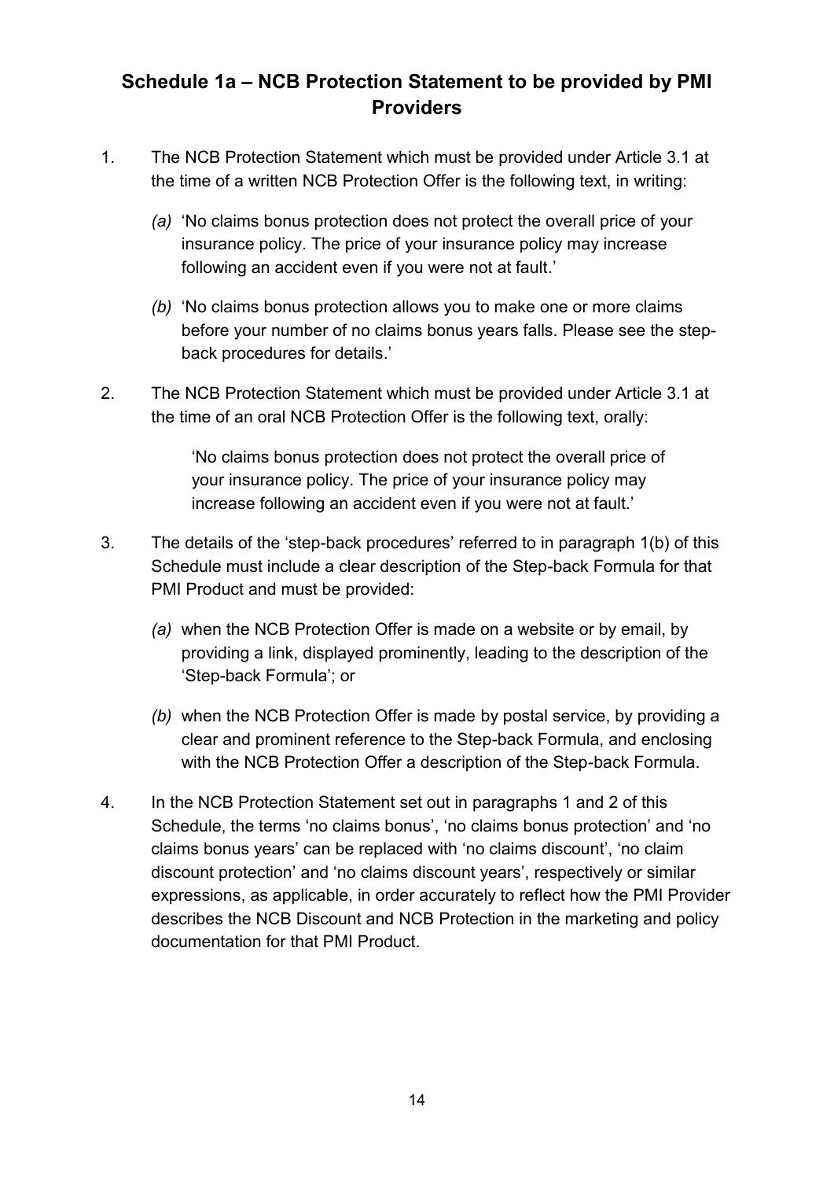## Schedule 1a – NCB Protection Statement to be provided by PMI Providers

1. The NCB Protection Statement which must be provided under Article 3.1 at the time of a written NCB Protection Offer is the following text, in writing:

   *(a)* 'No claims bonus protection does not protect the overall price of your insurance policy. The price of your insurance policy may increase following an accident even if you were not at fault.'

   *(b)* 'No claims bonus protection allows you to make one or more claims before your number of no claims bonus years falls. Please see the step-back procedures for details.'

2. The NCB Protection Statement which must be provided under Article 3.1 at the time of an oral NCB Protection Offer is the following text, orally:

   'No claims bonus protection does not protect the overall price of your insurance policy. The price of your insurance policy may increase following an accident even if you were not at fault.'

3. The details of the 'step-back procedures' referred to in paragraph 1(b) of this Schedule must include a clear description of the Step-back Formula for that PMI Product and must be provided:

   *(a)* when the NCB Protection Offer is made on a website or by email, by providing a link, displayed prominently, leading to the description of the 'Step-back Formula'; or

   *(b)* when the NCB Protection Offer is made by postal service, by providing a clear and prominent reference to the Step-back Formula, and enclosing with the NCB Protection Offer a description of the Step-back Formula.

4. In the NCB Protection Statement set out in paragraphs 1 and 2 of this Schedule, the terms 'no claims bonus', 'no claims bonus protection' and 'no claims bonus years' can be replaced with 'no claims discount', 'no claim discount protection' and 'no claims discount years', respectively or similar expressions, as applicable, in order accurately to reflect how the PMI Provider describes the NCB Discount and NCB Protection in the marketing and policy documentation for that PMI Product.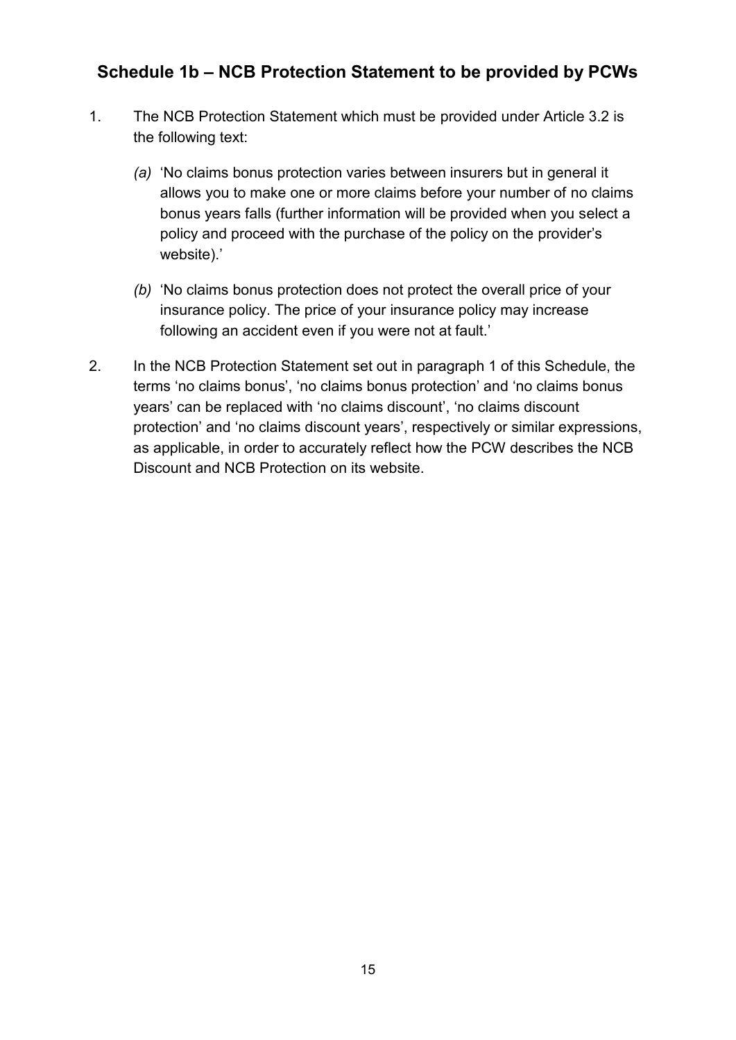## Schedule 1b – NCB Protection Statement to be provided by PCWs

1. The NCB Protection Statement which must be provided under Article 3.2 is the following text:

   *(a)* 'No claims bonus protection varies between insurers but in general it allows you to make one or more claims before your number of no claims bonus years falls (further information will be provided when you select a policy and proceed with the purchase of the policy on the provider's website).'

   *(b)* 'No claims bonus protection does not protect the overall price of your insurance policy. The price of your insurance policy may increase following an accident even if you were not at fault.'

2. In the NCB Protection Statement set out in paragraph 1 of this Schedule, the terms 'no claims bonus', 'no claims bonus protection' and 'no claims bonus years' can be replaced with 'no claims discount', 'no claims discount protection' and 'no claims discount years', respectively or similar expressions, as applicable, in order to accurately reflect how the PCW describes the NCB Discount and NCB Protection on its website.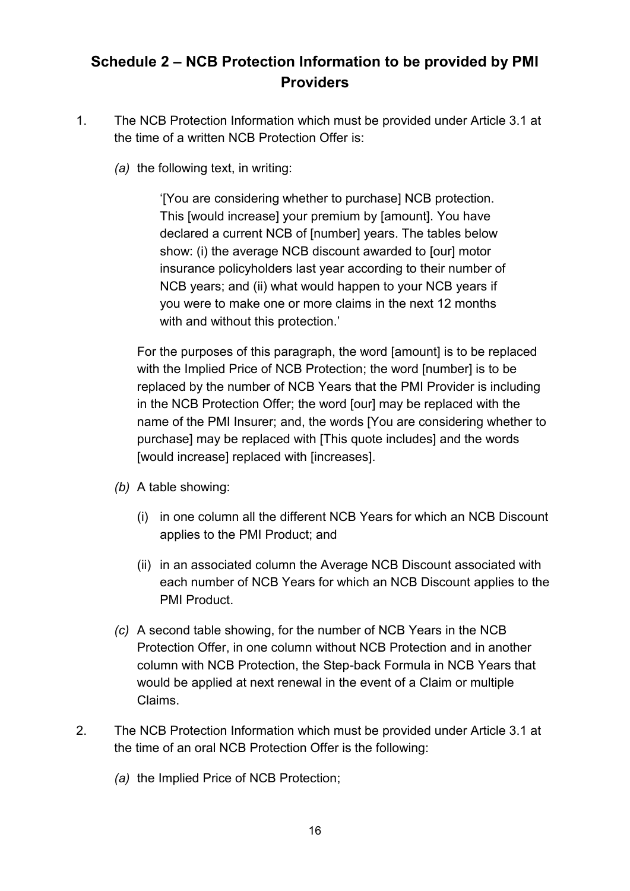# Schedule 2 – NCB Protection Information to be provided by PMI Providers

1. The NCB Protection Information which must be provided under Article 3.1 at the time of a written NCB Protection Offer is:

   *(a)* the following text, in writing:

   > '[You are considering whether to purchase] NCB protection. This [would increase] your premium by [amount]. You have declared a current NCB of [number] years. The tables below show: (i) the average NCB discount awarded to [our] motor insurance policyholders last year according to their number of NCB years; and (ii) what would happen to your NCB years if you were to make one or more claims in the next 12 months with and without this protection.'

   For the purposes of this paragraph, the word [amount] is to be replaced with the Implied Price of NCB Protection; the word [number] is to be replaced by the number of NCB Years that the PMI Provider is including in the NCB Protection Offer; the word [our] may be replaced with the name of the PMI Insurer; and, the words [You are considering whether to purchase] may be replaced with [This quote includes] and the words [would increase] replaced with [increases].

   *(b)* A table showing:

   (i) in one column all the different NCB Years for which an NCB Discount applies to the PMI Product; and

   (ii) in an associated column the Average NCB Discount associated with each number of NCB Years for which an NCB Discount applies to the PMI Product.

   *(c)* A second table showing, for the number of NCB Years in the NCB Protection Offer, in one column without NCB Protection and in another column with NCB Protection, the Step-back Formula in NCB Years that would be applied at next renewal in the event of a Claim or multiple Claims.

2. The NCB Protection Information which must be provided under Article 3.1 at the time of an oral NCB Protection Offer is the following:

   *(a)* the Implied Price of NCB Protection;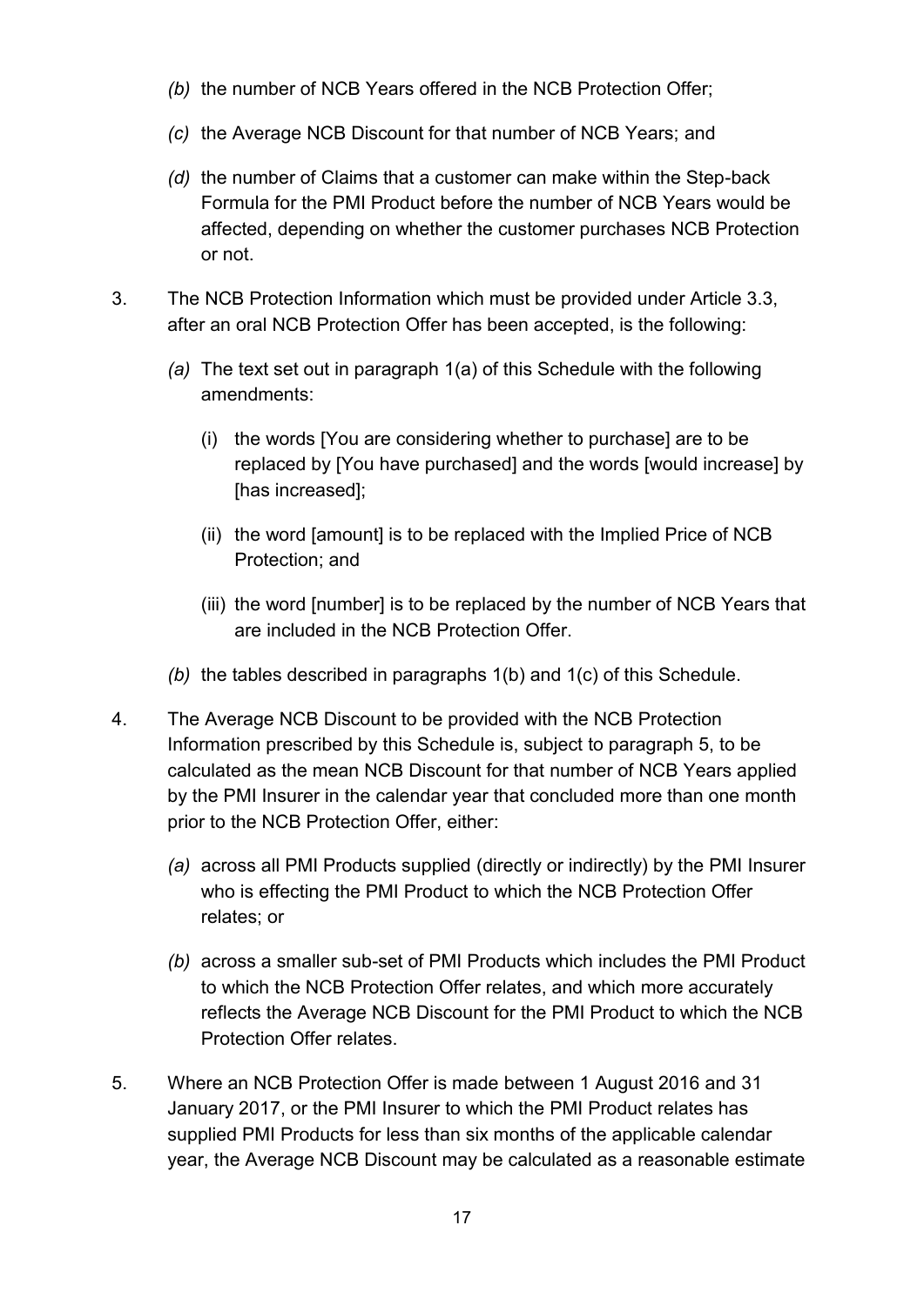*(b)* the number of NCB Years offered in the NCB Protection Offer;

*(c)* the Average NCB Discount for that number of NCB Years; and

*(d)* the number of Claims that a customer can make within the Step-back Formula for the PMI Product before the number of NCB Years would be affected, depending on whether the customer purchases NCB Protection or not.

3. The NCB Protection Information which must be provided under Article 3.3, after an oral NCB Protection Offer has been accepted, is the following:

   *(a)* The text set out in paragraph 1(a) of this Schedule with the following amendments:

   (i) the words [You are considering whether to purchase] are to be replaced by [You have purchased] and the words [would increase] by [has increased];

   (ii) the word [amount] is to be replaced with the Implied Price of NCB Protection; and

   (iii) the word [number] is to be replaced by the number of NCB Years that are included in the NCB Protection Offer.

   *(b)* the tables described in paragraphs 1(b) and 1(c) of this Schedule.

4. The Average NCB Discount to be provided with the NCB Protection Information prescribed by this Schedule is, subject to paragraph 5, to be calculated as the mean NCB Discount for that number of NCB Years applied by the PMI Insurer in the calendar year that concluded more than one month prior to the NCB Protection Offer, either:

   *(a)* across all PMI Products supplied (directly or indirectly) by the PMI Insurer who is effecting the PMI Product to which the NCB Protection Offer relates; or

   *(b)* across a smaller sub-set of PMI Products which includes the PMI Product to which the NCB Protection Offer relates, and which more accurately reflects the Average NCB Discount for the PMI Product to which the NCB Protection Offer relates.

5. Where an NCB Protection Offer is made between 1 August 2016 and 31 January 2017, or the PMI Insurer to which the PMI Product relates has supplied PMI Products for less than six months of the applicable calendar year, the Average NCB Discount may be calculated as a reasonable estimate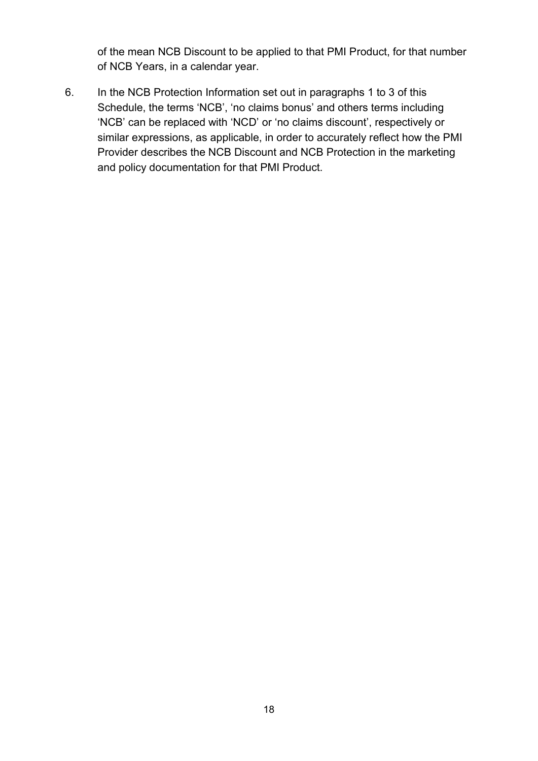of the mean NCB Discount to be applied to that PMI Product, for that number of NCB Years, in a calendar year.

6. In the NCB Protection Information set out in paragraphs 1 to 3 of this Schedule, the terms 'NCB', 'no claims bonus' and others terms including 'NCB' can be replaced with 'NCD' or 'no claims discount', respectively or similar expressions, as applicable, in order to accurately reflect how the PMI Provider describes the NCB Discount and NCB Protection in the marketing and policy documentation for that PMI Product.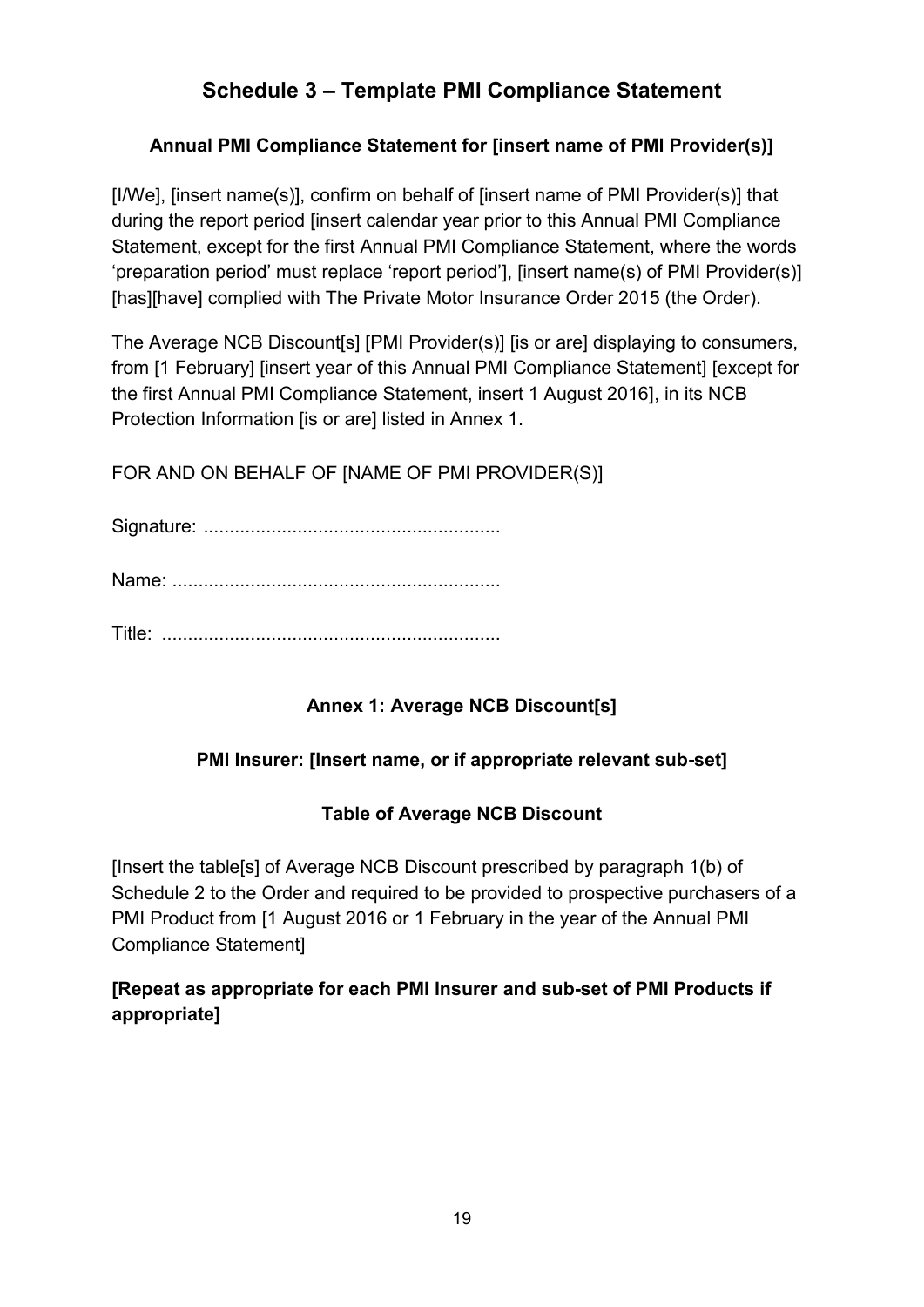# Schedule 3 – Template PMI Compliance Statement

### Annual PMI Compliance Statement for [insert name of PMI Provider(s)]

[I/We], [insert name(s)], confirm on behalf of [insert name of PMI Provider(s)] that during the report period [insert calendar year prior to this Annual PMI Compliance Statement, except for the first Annual PMI Compliance Statement, where the words 'preparation period' must replace 'report period'], [insert name(s) of PMI Provider(s)] [has][have] complied with The Private Motor Insurance Order 2015 (the Order).

The Average NCB Discount[s] [PMI Provider(s)] [is or are] displaying to consumers, from [1 February] [insert year of this Annual PMI Compliance Statement] [except for the first Annual PMI Compliance Statement, insert 1 August 2016], in its NCB Protection Information [is or are] listed in Annex 1.

FOR AND ON BEHALF OF [NAME OF PMI PROVIDER(S)]

Signature: ........................................................

Name: .............................................................

Title: ................................................................

### Annex 1: Average NCB Discount[s]

### PMI Insurer: [Insert name, or if appropriate relevant sub-set]

### Table of Average NCB Discount

[Insert the table[s] of Average NCB Discount prescribed by paragraph 1(b) of Schedule 2 to the Order and required to be provided to prospective purchasers of a PMI Product from [1 August 2016 or 1 February in the year of the Annual PMI Compliance Statement]

**[Repeat as appropriate for each PMI Insurer and sub-set of PMI Products if appropriate]**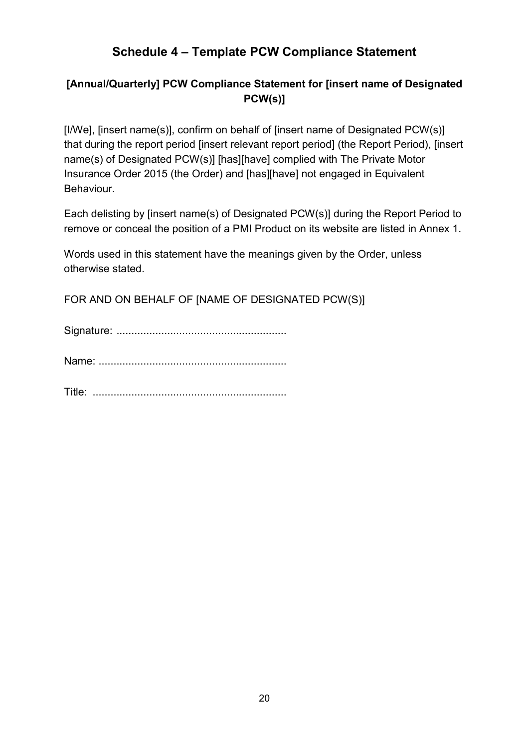# Schedule 4 – Template PCW Compliance Statement

## [Annual/Quarterly] PCW Compliance Statement for [insert name of Designated PCW(s)]

[I/We], [insert name(s)], confirm on behalf of [insert name of Designated PCW(s)] that during the report period [insert relevant report period] (the Report Period), [insert name(s) of Designated PCW(s)] [has][have] complied with The Private Motor Insurance Order 2015 (the Order) and [has][have] not engaged in Equivalent Behaviour.

Each delisting by [insert name(s) of Designated PCW(s)] during the Report Period to remove or conceal the position of a PMI Product on its website are listed in Annex 1.

Words used in this statement have the meanings given by the Order, unless otherwise stated.

FOR AND ON BEHALF OF [NAME OF DESIGNATED PCW(S)]

Signature: ........................................................

Name: ..............................................................

Title: ................................................................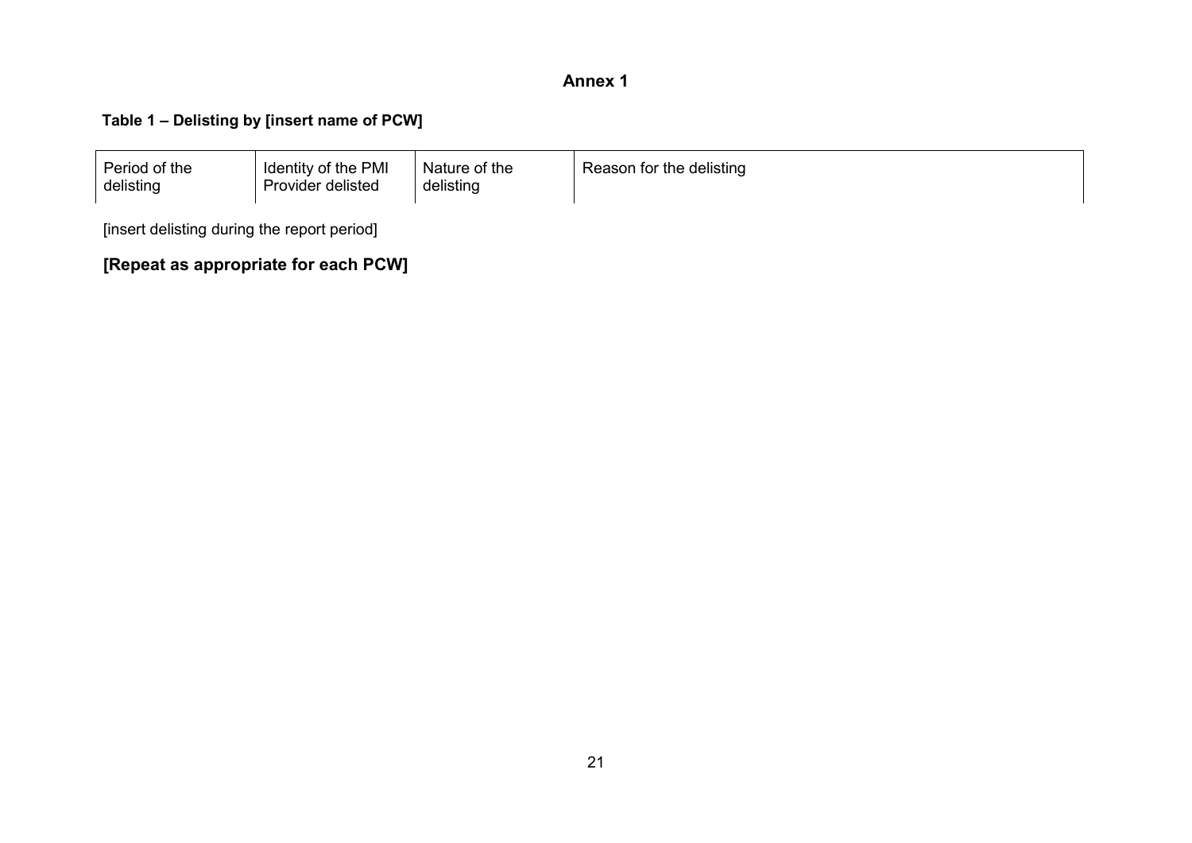# Annex 1

**Table 1 – Delisting by [insert name of PCW]**

| Period of the delisting | Identity of the PMI Provider delisted | Nature of the delisting | Reason for the delisting |
|---|---|---|---|

[insert delisting during the report period]

**[Repeat as appropriate for each PCW]**